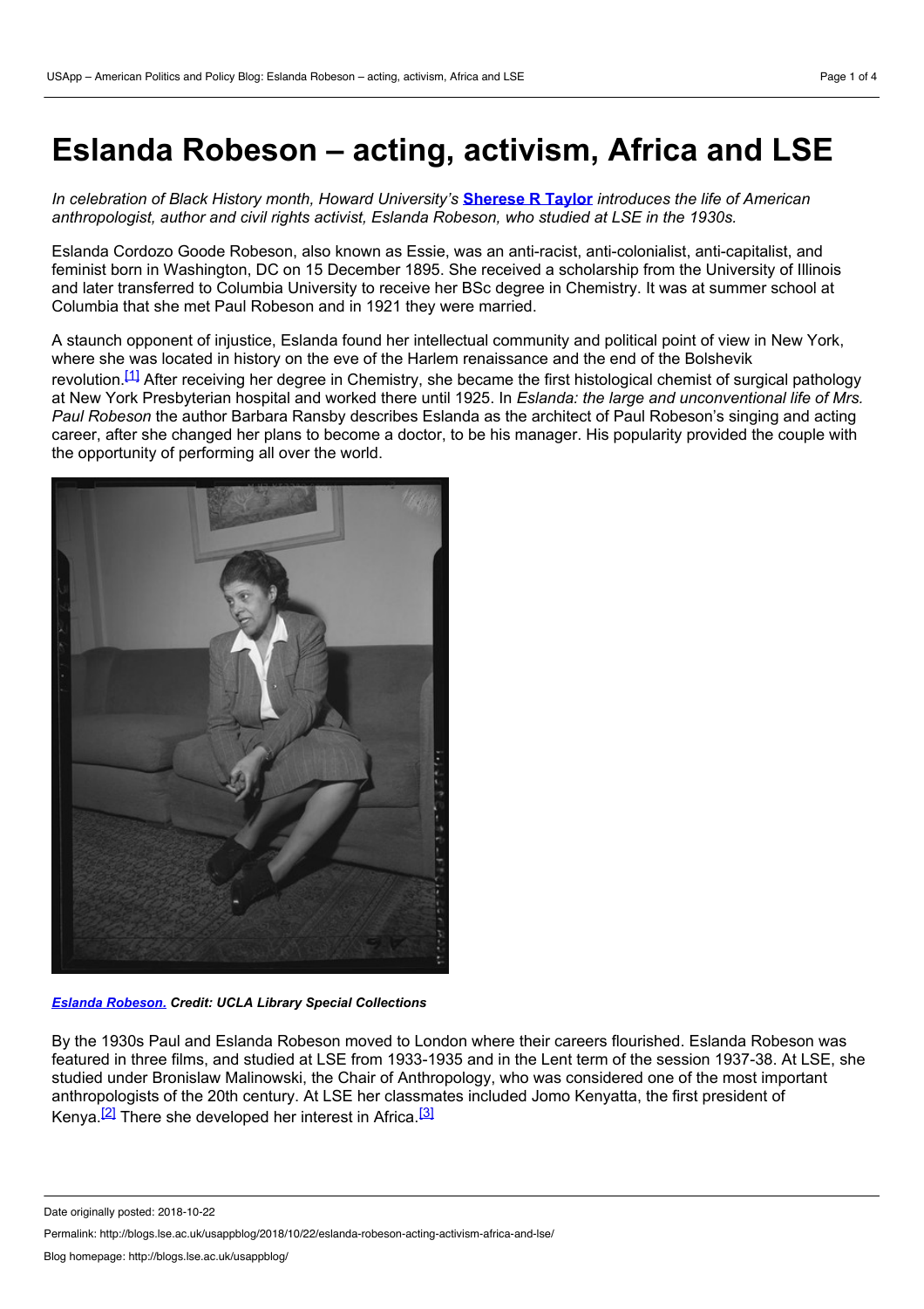# Eslanda Robeson – acting, activism, Africa and LSE

*In celebration of Black History month, Howard University's* **Sherese R Taylor** *introduces the life of American anthropologist, author and civil rights activist, Eslanda Robeson, who studied at LSE in the 1930s.*

Eslanda Cordozo Goode Robeson, also known as Essie, was an anti-racist, anti-colonialist, anti-capitalist, and feminist born in Washington, DC on 15 December 1895. She received a scholarship from the University of Illinois and later transferred to Columbia University to receive her BSc degree in Chemistry. It was at summer school at Columbia that she met Paul Robeson and in 1921 they were married.

A staunch opponent of injustice, Eslanda found her intellectual community and political point of view in New York, where she was located in history on the eve of the Harlem renaissance and the end of the Bolshevik revolution.[1] After receiving her degree in Chemistry, she became the first histological chemist of surgical pathology at New York Presbyterian hospital and worked there until 1925. In *Eslanda: the large and unconventional life of Mrs. Paul Robeson* the author Barbara Ransby describes Eslanda as the architect of Paul Robeson's singing and acting career, after she changed her plans to become a doctor, to be his manager. His popularity provided the couple with the opportunity of performing all over the world.

***Eslanda Robeson.* Credit: UCLA Library Special Collections**

By the 1930s Paul and Eslanda Robeson moved to London where their careers flourished. Eslanda Robeson was featured in three films, and studied at LSE from 1933-1935 and in the Lent term of the session 1937-38. At LSE, she studied under Bronislaw Malinowski, the Chair of Anthropology, who was considered one of the most important anthropologists of the 20th century. At LSE her classmates included Jomo Kenyatta, the first president of Kenya.[2] There she developed her interest in Africa.[3]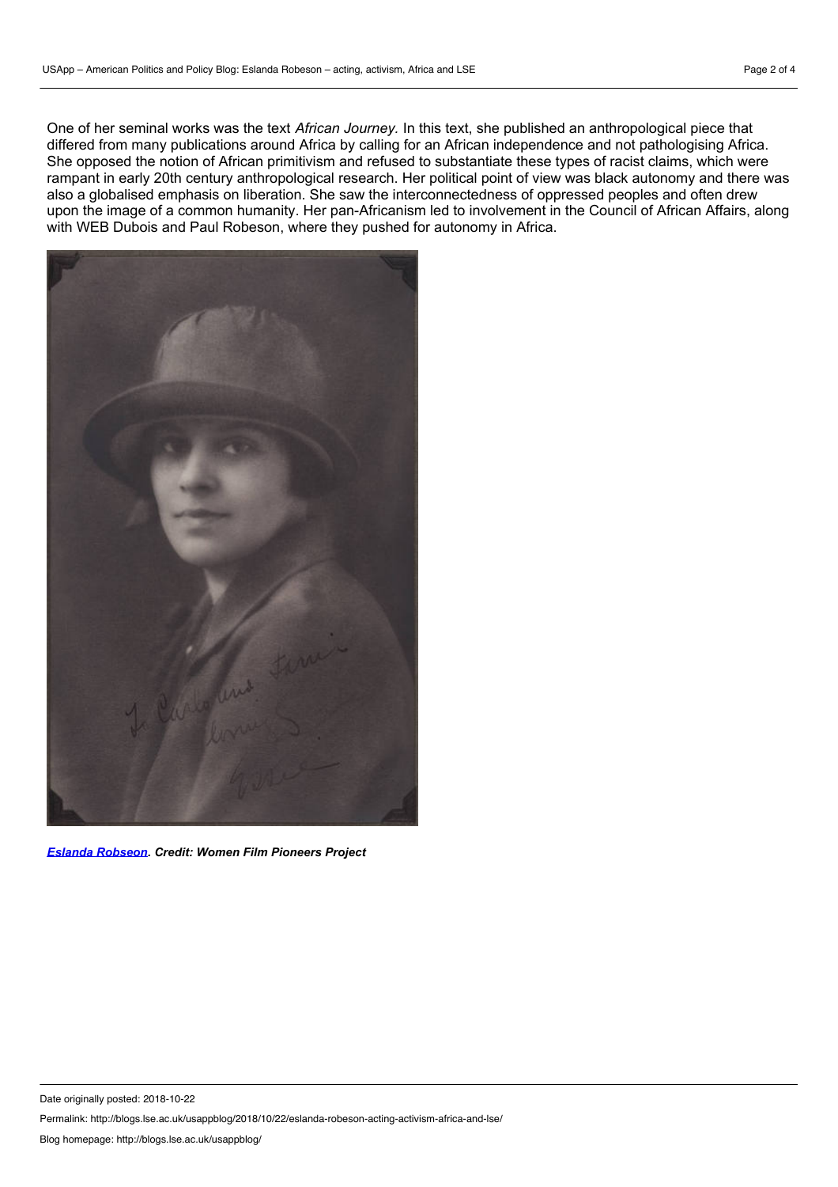One of her seminal works was the text *African Journey.* In this text, she published an anthropological piece that differed from many publications around Africa by calling for an African independence and not pathologising Africa. She opposed the notion of African primitivism and refused to substantiate these types of racist claims, which were rampant in early 20th century anthropological research. Her political point of view was black autonomy and there was also a globalised emphasis on liberation. She saw the interconnectedness of oppressed peoples and often drew upon the image of a common humanity. Her pan-Africanism led to involvement in the Council of African Affairs, along with WEB Dubois and Paul Robeson, where they pushed for autonomy in Africa.

***Eslanda Robseon. Credit: Women Film Pioneers Project***

Date originally posted: 2018-10-22

Permalink: http://blogs.lse.ac.uk/usappblog/2018/10/22/eslanda-robeson-acting-activism-africa-and-lse/

Blog homepage: http://blogs.lse.ac.uk/usappblog/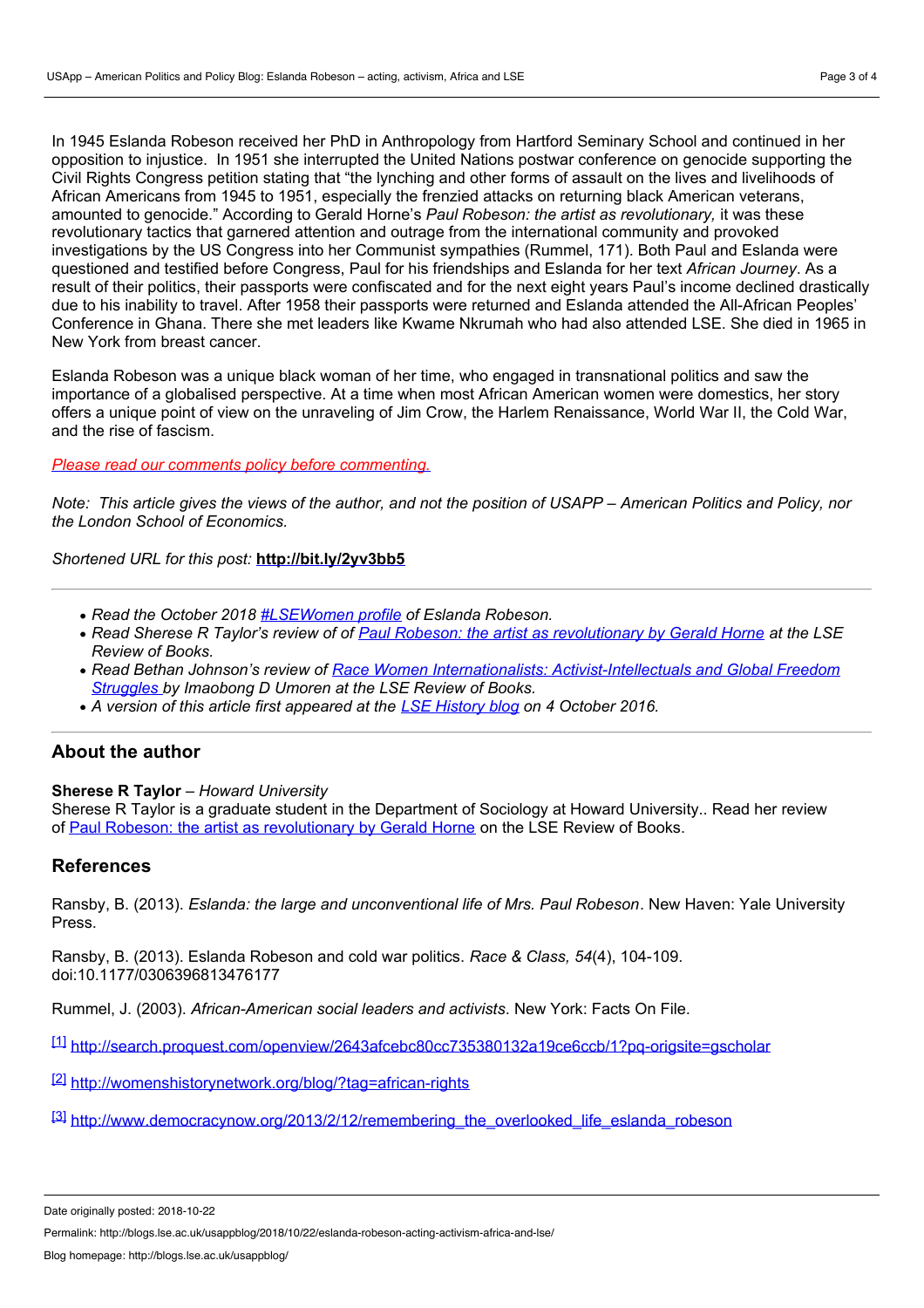In 1945 Eslanda Robeson received her PhD in Anthropology from Hartford Seminary School and continued in her opposition to injustice. In 1951 she interrupted the United Nations postwar conference on genocide supporting the Civil Rights Congress petition stating that "the lynching and other forms of assault on the lives and livelihoods of African Americans from 1945 to 1951, especially the frenzied attacks on returning black American veterans, amounted to genocide." According to Gerald Horne's *Paul Robeson: the artist as revolutionary,* it was these revolutionary tactics that garnered attention and outrage from the international community and provoked investigations by the US Congress into her Communist sympathies (Rummel, 171). Both Paul and Eslanda were questioned and testified before Congress, Paul for his friendships and Eslanda for her text *African Journey*. As a result of their politics, their passports were confiscated and for the next eight years Paul's income declined drastically due to his inability to travel. After 1958 their passports were returned and Eslanda attended the All-African Peoples' Conference in Ghana. There she met leaders like Kwame Nkrumah who had also attended LSE. She died in 1965 in New York from breast cancer.

Eslanda Robeson was a unique black woman of her time, who engaged in transnational politics and saw the importance of a globalised perspective. At a time when most African American women were domestics, her story offers a unique point of view on the unraveling of Jim Crow, the Harlem Renaissance, World War II, the Cold War, and the rise of fascism.

*Please read our comments policy before commenting.*

*Note: This article gives the views of the author, and not the position of USAPP – American Politics and Policy, nor the London School of Economics.*

*Shortened URL for this post:* **http://bit.ly/2yv3bb5**

---

- *Read the October 2018 #LSEWomen profile of Eslanda Robeson.*
- *Read Sherese R Taylor's review of of Paul Robeson: the artist as revolutionary by Gerald Horne at the LSE Review of Books.*
- *Read Bethan Johnson's review of Race Women Internationalists: Activist-Intellectuals and Global Freedom Struggles by Imaobong D Umoren at the LSE Review of Books.*
- *A version of this article first appeared at the LSE History blog on 4 October 2016.*

---

## About the author

**Sherese R Taylor** – *Howard University*
Sherese R Taylor is a graduate student in the Department of Sociology at Howard University.. Read her review of Paul Robeson: the artist as revolutionary by Gerald Horne on the LSE Review of Books.

## References

Ransby, B. (2013). *Eslanda: the large and unconventional life of Mrs. Paul Robeson*. New Haven: Yale University Press.

Ransby, B. (2013). Eslanda Robeson and cold war politics. *Race & Class, 54*(4), 104-109. doi:10.1177/0306396813476177

Rummel, J. (2003). *African-American social leaders and activists*. New York: Facts On File.

[1] http://search.proquest.com/openview/2643afcebc80cc735380132a19ce6ccb/1?pq-origsite=gscholar

[2] http://womenshistorynetwork.org/blog/?tag=african-rights

[3] http://www.democracynow.org/2013/2/12/remembering_the_overlooked_life_eslanda_robeson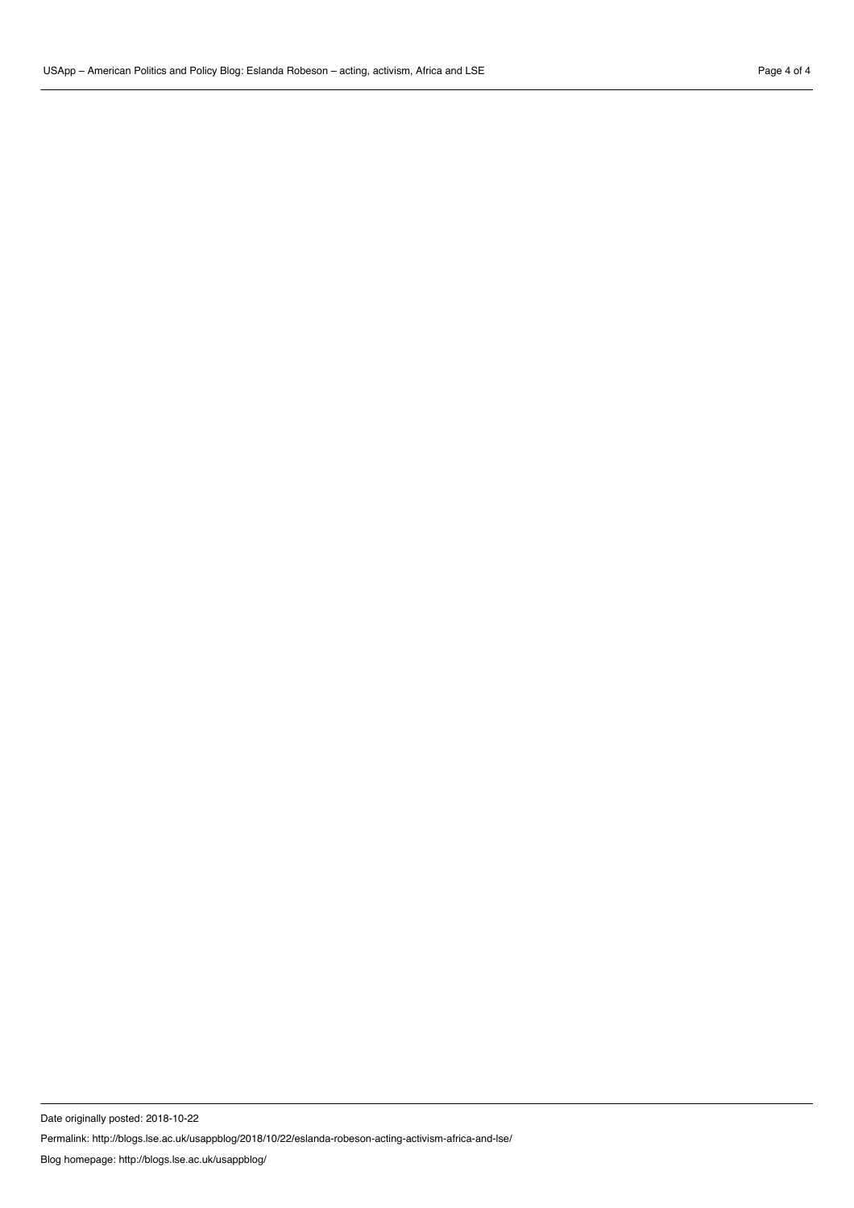Date originally posted: 2018-10-22

Permalink: http://blogs.lse.ac.uk/usappblog/2018/10/22/eslanda-robeson-acting-activism-africa-and-lse/

Blog homepage: http://blogs.lse.ac.uk/usappblog/